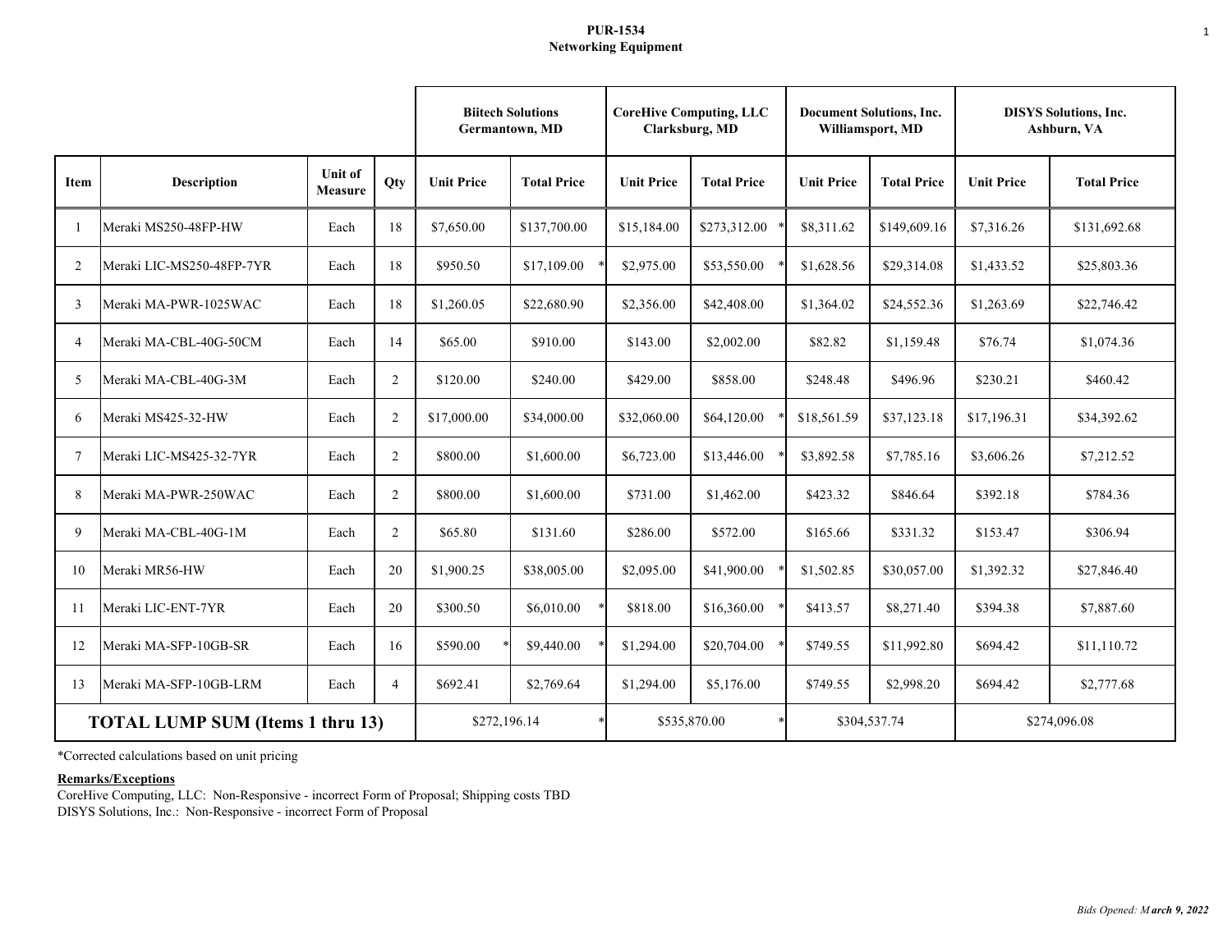**PUR-1534**
**Networking Equipment**

| | | | | Biitech Solutions Germantown, MD | | CoreHive Computing, LLC Clarksburg, MD | | Document Solutions, Inc. Williamsport, MD | | DISYS Solutions, Inc. Ashburn, VA | |
|---|---|---|---|---|---|---|---|---|---|---|---|
| **Item** | **Description** | **Unit of Measure** | **Qty** | **Unit Price** | **Total Price** | **Unit Price** | **Total Price** | **Unit Price** | **Total Price** | **Unit Price** | **Total Price** |
| 1 | Meraki MS250-48FP-HW | Each | 18 | $7,650.00 | $137,700.00 | $15,184.00 | $273,312.00 * | $8,311.62 | $149,609.16 | $7,316.26 | $131,692.68 |
| 2 | Meraki LIC-MS250-48FP-7YR | Each | 18 | $950.50 | $17,109.00 * | $2,975.00 | $53,550.00 * | $1,628.56 | $29,314.08 | $1,433.52 | $25,803.36 |
| 3 | Meraki MA-PWR-1025WAC | Each | 18 | $1,260.05 | $22,680.90 | $2,356.00 | $42,408.00 | $1,364.02 | $24,552.36 | $1,263.69 | $22,746.42 |
| 4 | Meraki MA-CBL-40G-50CM | Each | 14 | $65.00 | $910.00 | $143.00 | $2,002.00 | $82.82 | $1,159.48 | $76.74 | $1,074.36 |
| 5 | Meraki MA-CBL-40G-3M | Each | 2 | $120.00 | $240.00 | $429.00 | $858.00 | $248.48 | $496.96 | $230.21 | $460.42 |
| 6 | Meraki MS425-32-HW | Each | 2 | $17,000.00 | $34,000.00 | $32,060.00 | $64,120.00 * | $18,561.59 | $37,123.18 | $17,196.31 | $34,392.62 |
| 7 | Meraki LIC-MS425-32-7YR | Each | 2 | $800.00 | $1,600.00 | $6,723.00 | $13,446.00 * | $3,892.58 | $7,785.16 | $3,606.26 | $7,212.52 |
| 8 | Meraki MA-PWR-250WAC | Each | 2 | $800.00 | $1,600.00 | $731.00 | $1,462.00 | $423.32 | $846.64 | $392.18 | $784.36 |
| 9 | Meraki MA-CBL-40G-1M | Each | 2 | $65.80 | $131.60 | $286.00 | $572.00 | $165.66 | $331.32 | $153.47 | $306.94 |
| 10 | Meraki MR56-HW | Each | 20 | $1,900.25 | $38,005.00 | $2,095.00 | $41,900.00 * | $1,502.85 | $30,057.00 | $1,392.32 | $27,846.40 |
| 11 | Meraki LIC-ENT-7YR | Each | 20 | $300.50 | $6,010.00 * | $818.00 | $16,360.00 * | $413.57 | $8,271.40 | $394.38 | $7,887.60 |
| 12 | Meraki MA-SFP-10GB-SR | Each | 16 | $590.00 * | $9,440.00 * | $1,294.00 | $20,704.00 * | $749.55 | $11,992.80 | $694.42 | $11,110.72 |
| 13 | Meraki MA-SFP-10GB-LRM | Each | 4 | $692.41 | $2,769.64 | $1,294.00 | $5,176.00 | $749.55 | $2,998.20 | $694.42 | $2,777.68 |
| **TOTAL LUMP SUM (Items 1 thru 13)** | | | | $272,196.14 * | | $535,870.00 * | | $304,537.74 | | $274,096.08 | |

*Corrected calculations based on unit pricing

**Remarks/Exceptions**

CoreHive Computing, LLC: Non-Responsive - incorrect Form of Proposal; Shipping costs TBD
DISYS Solutions, Inc.: Non-Responsive - incorrect Form of Proposal

*Bids Opened: March 9, 2022*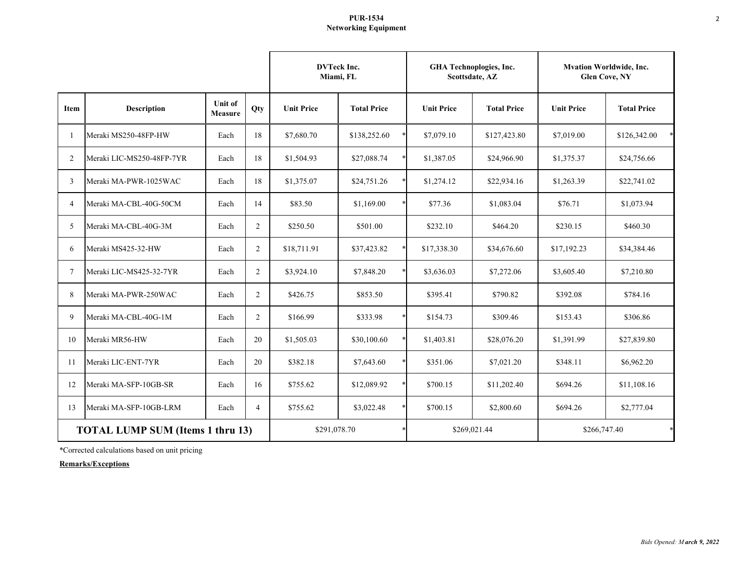**PUR-1534**
**Networking Equipment**

| | | | | DVTeck Inc. Miami, FL | | GHA Technoplogies, Inc. Scottsdate, AZ | | Mvation Worldwide, Inc. Glen Cove, NY | |
|---|---|---|---|---|---|---|---|---|---|
| **Item** | **Description** | **Unit of Measure** | **Qty** | **Unit Price** | **Total Price** | **Unit Price** | **Total Price** | **Unit Price** | **Total Price** |
| 1 | Meraki MS250-48FP-HW | Each | 18 | $7,680.70 | $138,252.60 * | $7,079.10 | $127,423.80 | $7,019.00 | $126,342.00 * |
| 2 | Meraki LIC-MS250-48FP-7YR | Each | 18 | $1,504.93 | $27,088.74 * | $1,387.05 | $24,966.90 | $1,375.37 | $24,756.66 |
| 3 | Meraki MA-PWR-1025WAC | Each | 18 | $1,375.07 | $24,751.26 * | $1,274.12 | $22,934.16 | $1,263.39 | $22,741.02 |
| 4 | Meraki MA-CBL-40G-50CM | Each | 14 | $83.50 | $1,169.00 * | $77.36 | $1,083.04 | $76.71 | $1,073.94 |
| 5 | Meraki MA-CBL-40G-3M | Each | 2 | $250.50 | $501.00 | $232.10 | $464.20 | $230.15 | $460.30 |
| 6 | Meraki MS425-32-HW | Each | 2 | $18,711.91 | $37,423.82 * | $17,338.30 | $34,676.60 | $17,192.23 | $34,384.46 |
| 7 | Meraki LIC-MS425-32-7YR | Each | 2 | $3,924.10 | $7,848.20 * | $3,636.03 | $7,272.06 | $3,605.40 | $7,210.80 |
| 8 | Meraki MA-PWR-250WAC | Each | 2 | $426.75 | $853.50 | $395.41 | $790.82 | $392.08 | $784.16 |
| 9 | Meraki MA-CBL-40G-1M | Each | 2 | $166.99 | $333.98 * | $154.73 | $309.46 | $153.43 | $306.86 |
| 10 | Meraki MR56-HW | Each | 20 | $1,505.03 | $30,100.60 * | $1,403.81 | $28,076.20 | $1,391.99 | $27,839.80 |
| 11 | Meraki LIC-ENT-7YR | Each | 20 | $382.18 | $7,643.60 * | $351.06 | $7,021.20 | $348.11 | $6,962.20 |
| 12 | Meraki MA-SFP-10GB-SR | Each | 16 | $755.62 | $12,089.92 * | $700.15 | $11,202.40 | $694.26 | $11,108.16 |
| 13 | Meraki MA-SFP-10GB-LRM | Each | 4 | $755.62 | $3,022.48 * | $700.15 | $2,800.60 | $694.26 | $2,777.04 |
| **TOTAL LUMP SUM (Items 1 thru 13)** | | | | $291,078.70 * | | $269,021.44 | | $266,747.40 * | |

*Corrected calculations based on unit pricing

**Remarks/Exceptions**

*Bids Opened: March 9, 2022*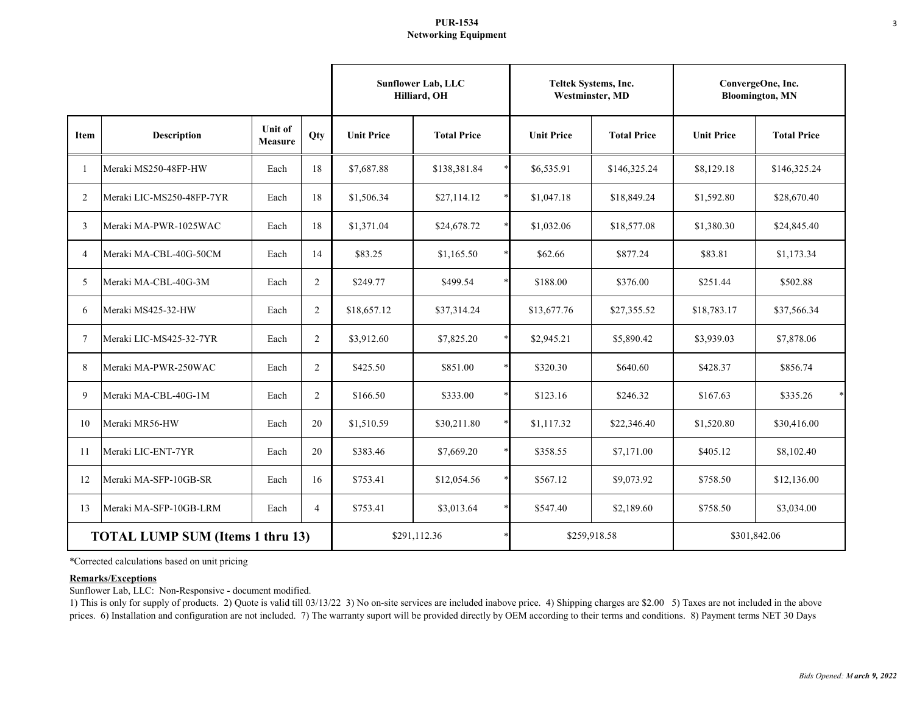**PUR-1534**
**Networking Equipment**

| | | | | Sunflower Lab, LLC Hilliard, OH | | Teltek Systems, Inc. Westminster, MD | | ConvergeOne, Inc. Bloomington, MN | |
|---|---|---|---|---|---|---|---|---|---|
| **Item** | **Description** | **Unit of Measure** | **Qty** | **Unit Price** | **Total Price** | **Unit Price** | **Total Price** | **Unit Price** | **Total Price** |
| 1 | Meraki MS250-48FP-HW | Each | 18 | $7,687.88 | $138,381.84 * | $6,535.91 | $146,325.24 | $8,129.18 | $146,325.24 |
| 2 | Meraki LIC-MS250-48FP-7YR | Each | 18 | $1,506.34 | $27,114.12 * | $1,047.18 | $18,849.24 | $1,592.80 | $28,670.40 |
| 3 | Meraki MA-PWR-1025WAC | Each | 18 | $1,371.04 | $24,678.72 * | $1,032.06 | $18,577.08 | $1,380.30 | $24,845.40 |
| 4 | Meraki MA-CBL-40G-50CM | Each | 14 | $83.25 | $1,165.50 * | $62.66 | $877.24 | $83.81 | $1,173.34 |
| 5 | Meraki MA-CBL-40G-3M | Each | 2 | $249.77 | $499.54 * | $188.00 | $376.00 | $251.44 | $502.88 |
| 6 | Meraki MS425-32-HW | Each | 2 | $18,657.12 | $37,314.24 | $13,677.76 | $27,355.52 | $18,783.17 | $37,566.34 |
| 7 | Meraki LIC-MS425-32-7YR | Each | 2 | $3,912.60 | $7,825.20 * | $2,945.21 | $5,890.42 | $3,939.03 | $7,878.06 |
| 8 | Meraki MA-PWR-250WAC | Each | 2 | $425.50 | $851.00 * | $320.30 | $640.60 | $428.37 | $856.74 |
| 9 | Meraki MA-CBL-40G-1M | Each | 2 | $166.50 | $333.00 * | $123.16 | $246.32 | $167.63 | $335.26 * |
| 10 | Meraki MR56-HW | Each | 20 | $1,510.59 | $30,211.80 * | $1,117.32 | $22,346.40 | $1,520.80 | $30,416.00 |
| 11 | Meraki LIC-ENT-7YR | Each | 20 | $383.46 | $7,669.20 * | $358.55 | $7,171.00 | $405.12 | $8,102.40 |
| 12 | Meraki MA-SFP-10GB-SR | Each | 16 | $753.41 | $12,054.56 * | $567.12 | $9,073.92 | $758.50 | $12,136.00 |
| 13 | Meraki MA-SFP-10GB-LRM | Each | 4 | $753.41 | $3,013.64 * | $547.40 | $2,189.60 | $758.50 | $3,034.00 |
| **TOTAL LUMP SUM (Items 1 thru 13)** | | | | $291,112.36 * | | $259,918.58 | | $301,842.06 | |

*Corrected calculations based on unit pricing

**Remarks/Exceptions**

Sunflower Lab, LLC: Non-Responsive - document modified.

1) This is only for supply of products. 2) Quote is valid till 03/13/22 3) No on-site services are included inabove price. 4) Shipping charges are $2.00 5) Taxes are not included in the above prices. 6) Installation and configuration are not included. 7) The warranty suport will be provided directly by OEM according to their terms and conditions. 8) Payment terms NET 30 Days

*Bids Opened: March 9, 2022*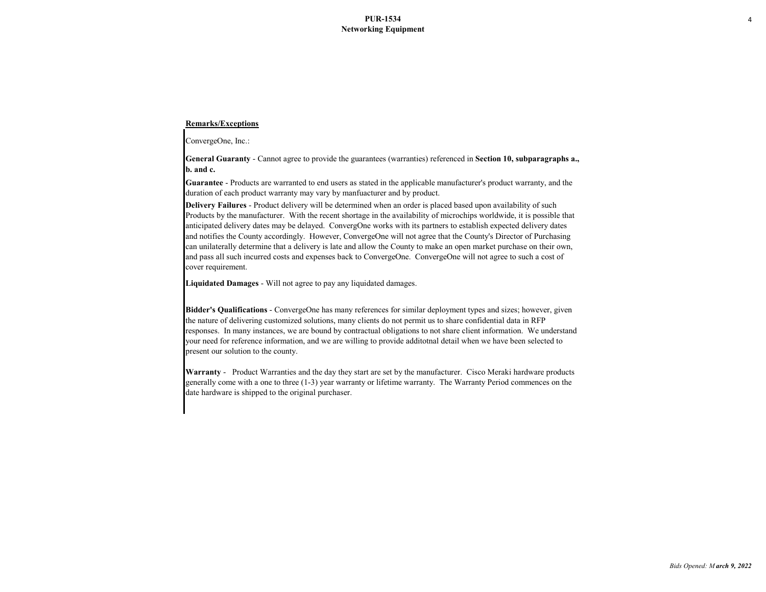**PUR-1534**
**Networking Equipment**

**Remarks/Exceptions**

ConvergeOne, Inc.:

**General Guaranty** - Cannot agree to provide the guarantees (warranties) referenced in **Section 10, subparagraphs a., b. and c.**

**Guarantee** - Products are warranted to end users as stated in the applicable manufacturer's product warranty, and the duration of each product warranty may vary by manfuacturer and by product.

**Delivery Failures** - Product delivery will be determined when an order is placed based upon availability of such Products by the manufacturer. With the recent shortage in the availability of microchips worldwide, it is possible that anticipated delivery dates may be delayed. ConvergOne works with its partners to establish expected delivery dates and notifies the County accordingly. However, ConvergeOne will not agree that the County's Director of Purchasing can unilaterally determine that a delivery is late and allow the County to make an open market purchase on their own, and pass all such incurred costs and expenses back to ConvergeOne. ConvergeOne will not agree to such a cost of cover requirement.

**Liquidated Damages** - Will not agree to pay any liquidated damages.

**Bidder's Qualifications** - ConvergeOne has many references for similar deployment types and sizes; however, given the nature of delivering customized solutions, many clients do not permit us to share confidential data in RFP responses. In many instances, we are bound by contractual obligations to not share client information. We understand your need for reference information, and we are willing to provide additotnal detail when we have been selected to present our solution to the county.

**Warranty** - Product Warranties and the day they start are set by the manufacturer. Cisco Meraki hardware products generally come with a one to three (1-3) year warranty or lifetime warranty. The Warranty Period commences on the date hardware is shipped to the original purchaser.

*Bids Opened: March 9, 2022*